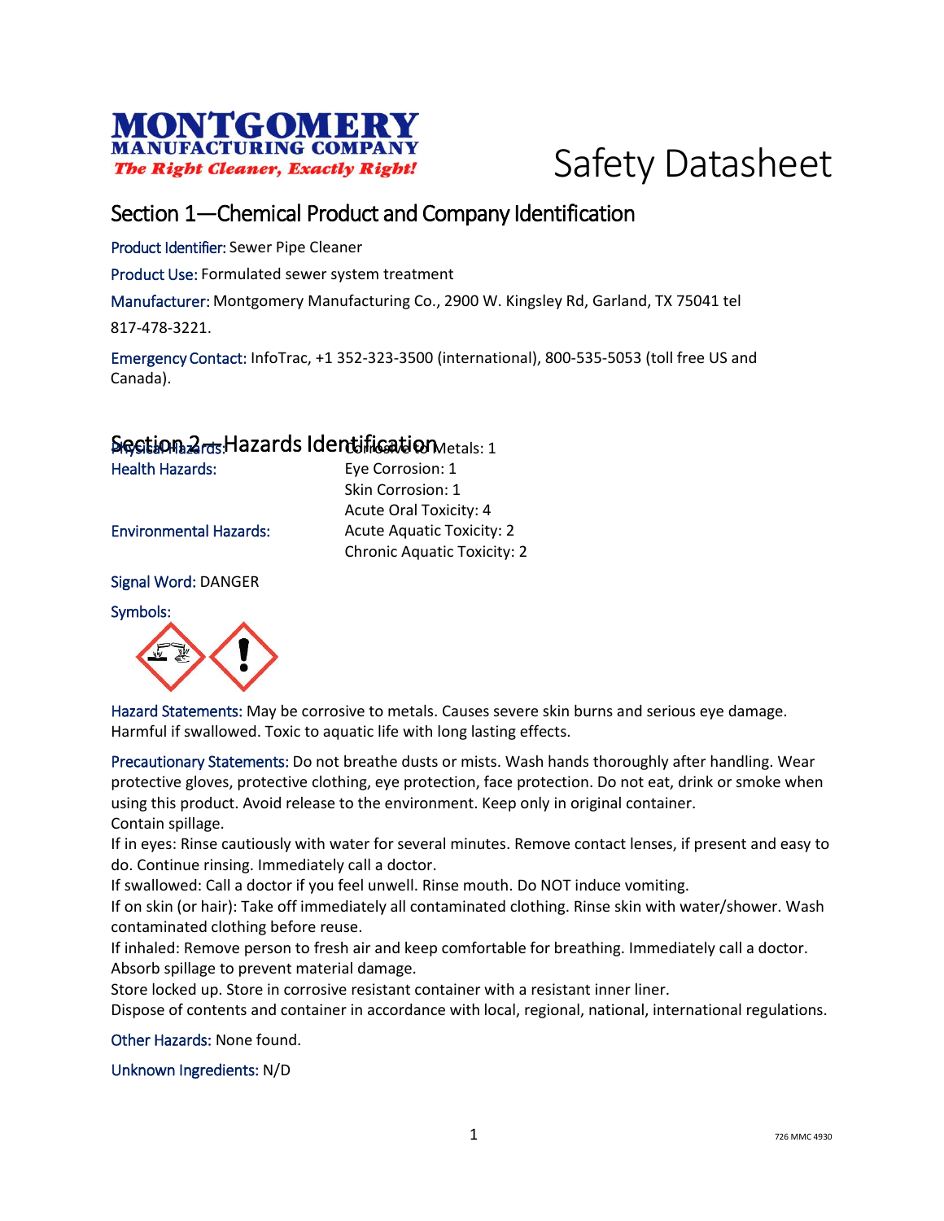# Safety Datasheet

**MONTGOMERY MANUFACTURING COMPANY**
*The Right Cleaner, Exactly Right!*

## Section 1—Chemical Product and Company Identification

Product Identifier: Sewer Pipe Cleaner

Product Use: Formulated sewer system treatment

Manufacturer: Montgomery Manufacturing Co., 2900 W. Kingsley Rd, Garland, TX 75041 tel 817-478-3221.

Emergency Contact: InfoTrac, +1 352-323-3500 (international), 800-535-5053 (toll free US and Canada).

## Section 2—Hazards Identification

| | |
|---|---|
| Physical Hazards: | Corrosive to Metals: 1 |
| Health Hazards: | Eye Corrosion: 1 |
| | Skin Corrosion: 1 |
| | Acute Oral Toxicity: 4 |
| Environmental Hazards: | Acute Aquatic Toxicity: 2 |
| | Chronic Aquatic Toxicity: 2 |

Signal Word: DANGER

Symbols:

Hazard Statements: May be corrosive to metals. Causes severe skin burns and serious eye damage. Harmful if swallowed. Toxic to aquatic life with long lasting effects.

Precautionary Statements: Do not breathe dusts or mists. Wash hands thoroughly after handling. Wear protective gloves, protective clothing, eye protection, face protection. Do not eat, drink or smoke when using this product. Avoid release to the environment. Keep only in original container.
Contain spillage.
If in eyes: Rinse cautiously with water for several minutes. Remove contact lenses, if present and easy to do. Continue rinsing. Immediately call a doctor.
If swallowed: Call a doctor if you feel unwell. Rinse mouth. Do NOT induce vomiting.
If on skin (or hair): Take off immediately all contaminated clothing. Rinse skin with water/shower. Wash contaminated clothing before reuse.
If inhaled: Remove person to fresh air and keep comfortable for breathing. Immediately call a doctor.
Absorb spillage to prevent material damage.
Store locked up. Store in corrosive resistant container with a resistant inner liner.
Dispose of contents and container in accordance with local, regional, national, international regulations.

Other Hazards: None found.

Unknown Ingredients: N/D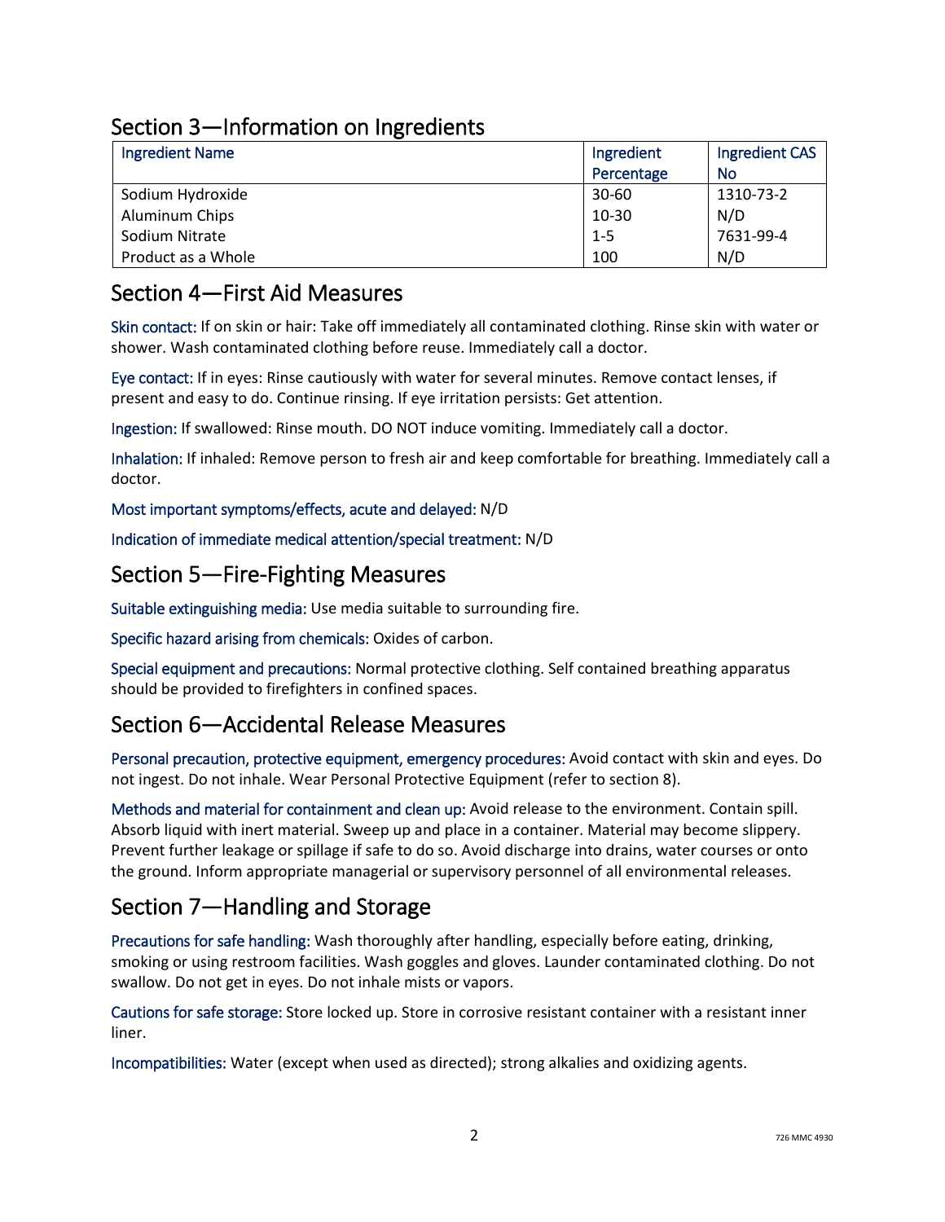## Section 3—Information on Ingredients

| Ingredient Name | Ingredient Percentage | Ingredient CAS No |
|---|---|---|
| Sodium Hydroxide | 30-60 | 1310-73-2 |
| Aluminum Chips | 10-30 | N/D |
| Sodium Nitrate | 1-5 | 7631-99-4 |
| Product as a Whole | 100 | N/D |

## Section 4—First Aid Measures

Skin contact: If on skin or hair: Take off immediately all contaminated clothing. Rinse skin with water or shower. Wash contaminated clothing before reuse. Immediately call a doctor.

Eye contact: If in eyes: Rinse cautiously with water for several minutes. Remove contact lenses, if present and easy to do. Continue rinsing. If eye irritation persists: Get attention.

Ingestion: If swallowed: Rinse mouth. DO NOT induce vomiting. Immediately call a doctor.

Inhalation: If inhaled: Remove person to fresh air and keep comfortable for breathing. Immediately call a doctor.

Most important symptoms/effects, acute and delayed: N/D

Indication of immediate medical attention/special treatment: N/D

## Section 5—Fire-Fighting Measures

Suitable extinguishing media: Use media suitable to surrounding fire.

Specific hazard arising from chemicals: Oxides of carbon.

Special equipment and precautions: Normal protective clothing. Self contained breathing apparatus should be provided to firefighters in confined spaces.

## Section 6—Accidental Release Measures

Personal precaution, protective equipment, emergency procedures: Avoid contact with skin and eyes. Do not ingest. Do not inhale. Wear Personal Protective Equipment (refer to section 8).

Methods and material for containment and clean up: Avoid release to the environment. Contain spill. Absorb liquid with inert material. Sweep up and place in a container. Material may become slippery. Prevent further leakage or spillage if safe to do so. Avoid discharge into drains, water courses or onto the ground. Inform appropriate managerial or supervisory personnel of all environmental releases.

## Section 7—Handling and Storage

Precautions for safe handling: Wash thoroughly after handling, especially before eating, drinking, smoking or using restroom facilities. Wash goggles and gloves. Launder contaminated clothing. Do not swallow. Do not get in eyes. Do not inhale mists or vapors.

Cautions for safe storage: Store locked up. Store in corrosive resistant container with a resistant inner liner.

Incompatibilities: Water (except when used as directed); strong alkalies and oxidizing agents.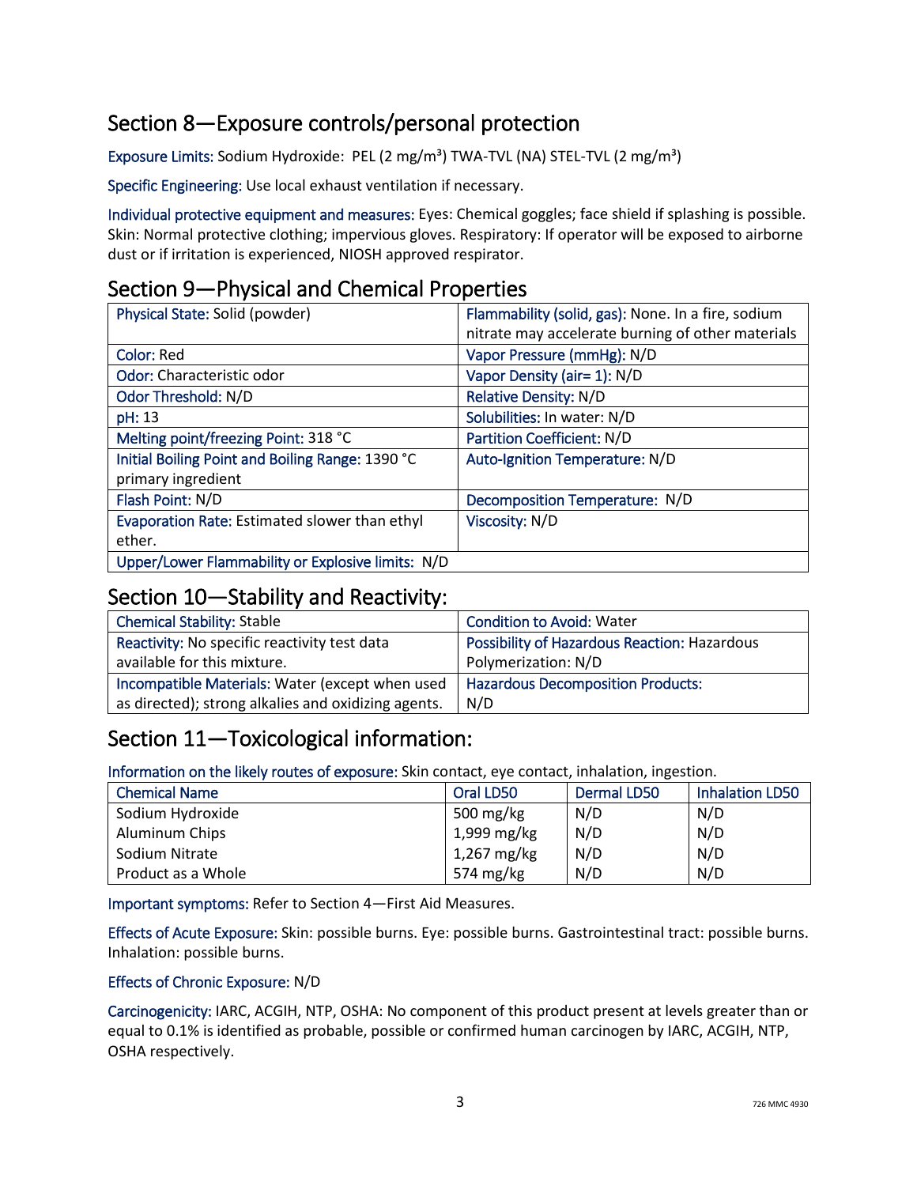## Section 8—Exposure controls/personal protection

Exposure Limits: Sodium Hydroxide: PEL (2 mg/m³) TWA-TVL (NA) STEL-TVL (2 mg/m³)

Specific Engineering: Use local exhaust ventilation if necessary.

Individual protective equipment and measures: Eyes: Chemical goggles; face shield if splashing is possible. Skin: Normal protective clothing; impervious gloves. Respiratory: If operator will be exposed to airborne dust or if irritation is experienced, NIOSH approved respirator.

## Section 9—Physical and Chemical Properties

| | |
|---|---|
| Physical State: Solid (powder) | Flammability (solid, gas): None. In a fire, sodium nitrate may accelerate burning of other materials |
| Color: Red | Vapor Pressure (mmHg): N/D |
| Odor: Characteristic odor | Vapor Density (air= 1): N/D |
| Odor Threshold: N/D | Relative Density: N/D |
| pH: 13 | Solubilities: In water: N/D |
| Melting point/freezing Point: 318 °C | Partition Coefficient: N/D |
| Initial Boiling Point and Boiling Range: 1390 °C primary ingredient | Auto-Ignition Temperature: N/D |
| Flash Point: N/D | Decomposition Temperature: N/D |
| Evaporation Rate: Estimated slower than ethyl ether. | Viscosity: N/D |
| Upper/Lower Flammability or Explosive limits: N/D | |

## Section 10—Stability and Reactivity:

| | |
|---|---|
| Chemical Stability: Stable | Condition to Avoid: Water |
| Reactivity: No specific reactivity test data available for this mixture. | Possibility of Hazardous Reaction: Hazardous Polymerization: N/D |
| Incompatible Materials: Water (except when used as directed); strong alkalies and oxidizing agents. | Hazardous Decomposition Products: N/D |

## Section 11—Toxicological information:

Information on the likely routes of exposure: Skin contact, eye contact, inhalation, ingestion.

| Chemical Name | Oral LD50 | Dermal LD50 | Inhalation LD50 |
|---|---|---|---|
| Sodium Hydroxide | 500 mg/kg | N/D | N/D |
| Aluminum Chips | 1,999 mg/kg | N/D | N/D |
| Sodium Nitrate | 1,267 mg/kg | N/D | N/D |
| Product as a Whole | 574 mg/kg | N/D | N/D |

Important symptoms: Refer to Section 4—First Aid Measures.

Effects of Acute Exposure: Skin: possible burns. Eye: possible burns. Gastrointestinal tract: possible burns. Inhalation: possible burns.

Effects of Chronic Exposure: N/D

Carcinogenicity: IARC, ACGIH, NTP, OSHA: No component of this product present at levels greater than or equal to 0.1% is identified as probable, possible or confirmed human carcinogen by IARC, ACGIH, NTP, OSHA respectively.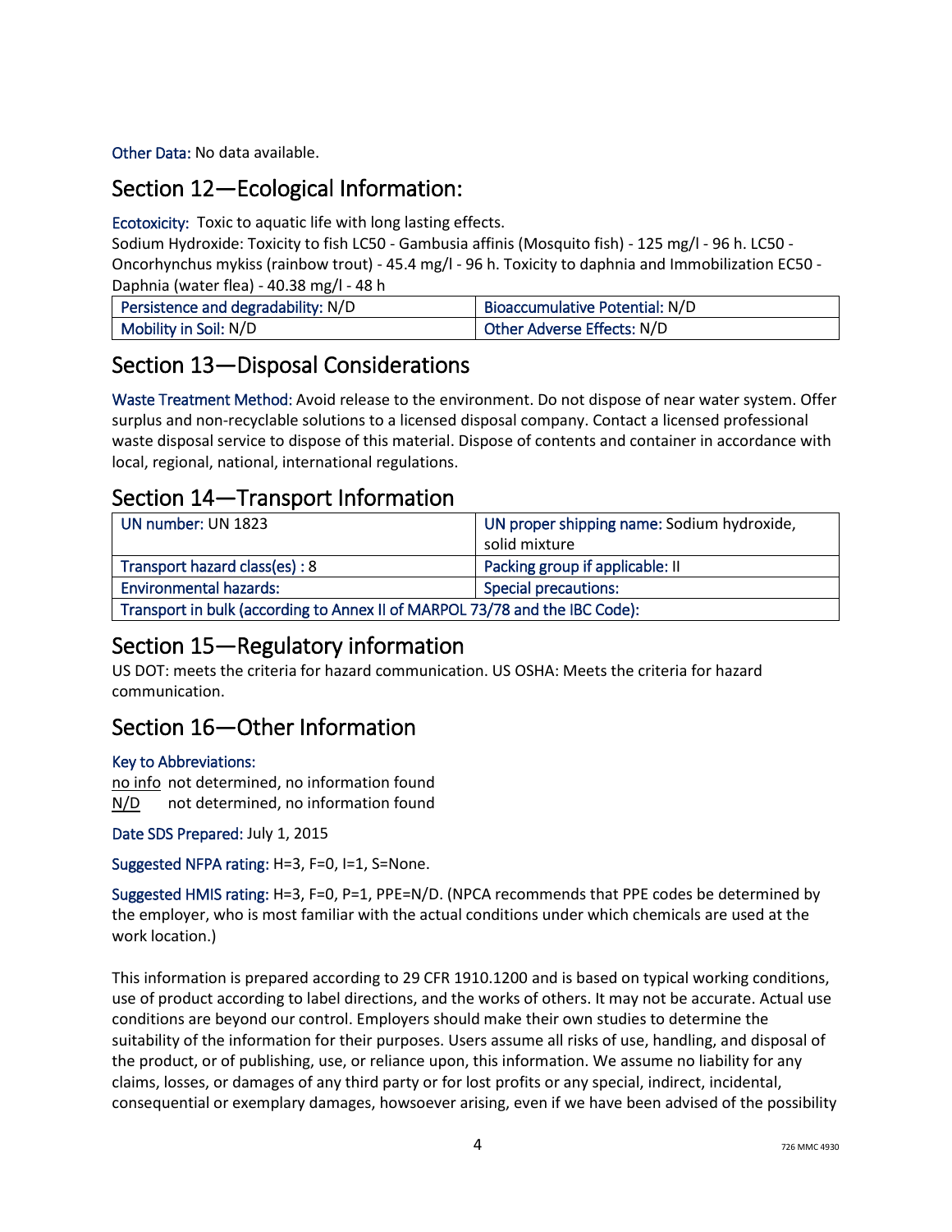Other Data: No data available.

## Section 12—Ecological Information:

Ecotoxicity: Toxic to aquatic life with long lasting effects.
Sodium Hydroxide: Toxicity to fish LC50 - Gambusia affinis (Mosquito fish) - 125 mg/l - 96 h. LC50 - Oncorhynchus mykiss (rainbow trout) - 45.4 mg/l - 96 h. Toxicity to daphnia and Immobilization EC50 - Daphnia (water flea) - 40.38 mg/l - 48 h

| Persistence and degradability: N/D | Bioaccumulative Potential: N/D |
|---|---|
| Mobility in Soil: N/D | Other Adverse Effects: N/D |

## Section 13—Disposal Considerations

Waste Treatment Method: Avoid release to the environment. Do not dispose of near water system. Offer surplus and non-recyclable solutions to a licensed disposal company. Contact a licensed professional waste disposal service to dispose of this material. Dispose of contents and container in accordance with local, regional, national, international regulations.

## Section 14—Transport Information

| UN number: UN 1823 | UN proper shipping name: Sodium hydroxide, solid mixture |
|---|---|
| Transport hazard class(es) : 8 | Packing group if applicable: II |
| Environmental hazards: | Special precautions: |
| Transport in bulk (according to Annex II of MARPOL 73/78 and the IBC Code): | |

## Section 15—Regulatory information

US DOT: meets the criteria for hazard communication. US OSHA: Meets the criteria for hazard communication.

## Section 16—Other Information

Key to Abbreviations:

no info  not determined, no information found
N/D  not determined, no information found

Date SDS Prepared: July 1, 2015

Suggested NFPA rating: H=3, F=0, I=1, S=None.

Suggested HMIS rating: H=3, F=0, P=1, PPE=N/D. (NPCA recommends that PPE codes be determined by the employer, who is most familiar with the actual conditions under which chemicals are used at the work location.)

This information is prepared according to 29 CFR 1910.1200 and is based on typical working conditions, use of product according to label directions, and the works of others. It may not be accurate. Actual use conditions are beyond our control. Employers should make their own studies to determine the suitability of the information for their purposes. Users assume all risks of use, handling, and disposal of the product, or of publishing, use, or reliance upon, this information. We assume no liability for any claims, losses, or damages of any third party or for lost profits or any special, indirect, incidental, consequential or exemplary damages, howsoever arising, even if we have been advised of the possibility

726 MMC 4930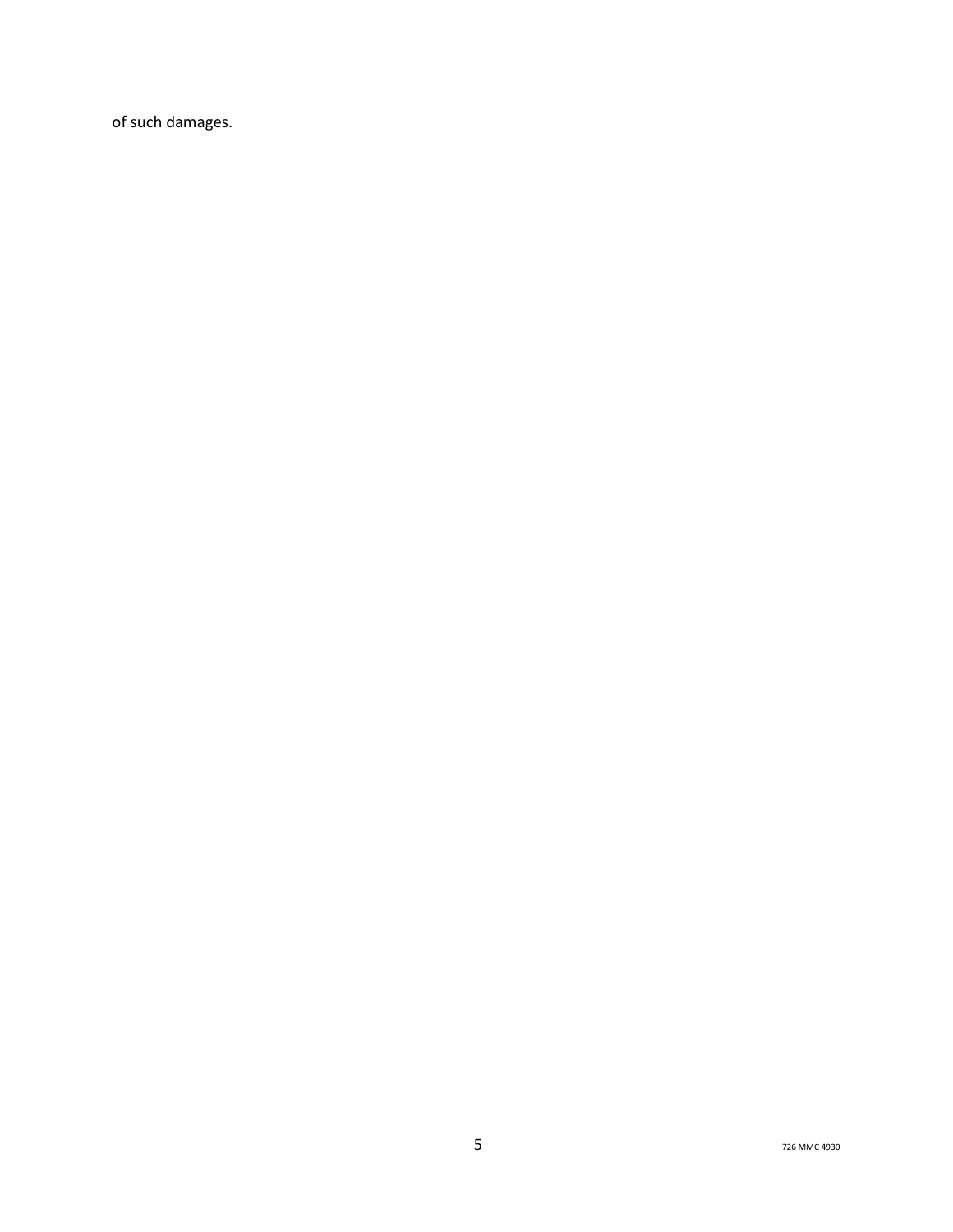of such damages.